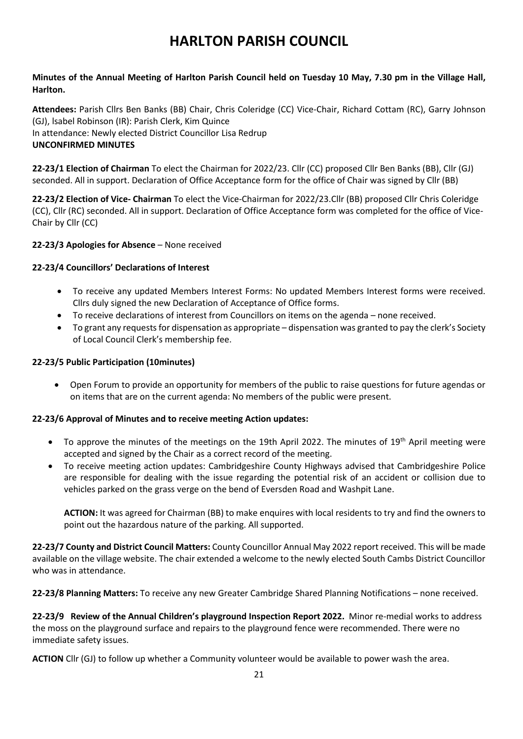# HARLTON PARISH COUNCIL

**Minutes of the Annual Meeting of Harlton Parish Council held on Tuesday 10 May, 7.30 pm in the Village Hall, Harlton.**

**Attendees:** Parish Cllrs Ben Banks (BB) Chair, Chris Coleridge (CC) Vice-Chair, Richard Cottam (RC), Garry Johnson (GJ), lsabel Robinson (IR): Parish Clerk, Kim Quince
In attendance: Newly elected District Councillor Lisa Redrup
**UNCONFIRMED MINUTES**

**22-23/1 Election of Chairman** To elect the Chairman for 2022/23. Cllr (CC) proposed Cllr Ben Banks (BB), Cllr (GJ) seconded. All in support. Declaration of Office Acceptance form for the office of Chair was signed by Cllr (BB)

**22-23/2 Election of Vice- Chairman** To elect the Vice-Chairman for 2022/23.Cllr (BB) proposed Cllr Chris Coleridge (CC), Cllr (RC) seconded. All in support. Declaration of Office Acceptance form was completed for the office of Vice-Chair by Cllr (CC)

**22-23/3 Apologies for Absence** – None received

**22-23/4 Councillors' Declarations of Interest**

- To receive any updated Members Interest Forms: No updated Members Interest forms were received. Cllrs duly signed the new Declaration of Acceptance of Office forms.
- To receive declarations of interest from Councillors on items on the agenda – none received.
- To grant any requests for dispensation as appropriate – dispensation was granted to pay the clerk's Society of Local Council Clerk's membership fee.

**22-23/5 Public Participation (10minutes)**

- Open Forum to provide an opportunity for members of the public to raise questions for future agendas or on items that are on the current agenda: No members of the public were present.

**22-23/6 Approval of Minutes and to receive meeting Action updates:**

- To approve the minutes of the meetings on the 19th April 2022. The minutes of 19th April meeting were accepted and signed by the Chair as a correct record of the meeting.
- To receive meeting action updates: Cambridgeshire County Highways advised that Cambridgeshire Police are responsible for dealing with the issue regarding the potential risk of an accident or collision due to vehicles parked on the grass verge on the bend of Eversden Road and Washpit Lane.

  **ACTION:** It was agreed for Chairman (BB) to make enquires with local residents to try and find the owners to point out the hazardous nature of the parking. All supported.

**22-23/7 County and District Council Matters:** County Councillor Annual May 2022 report received. This will be made available on the village website. The chair extended a welcome to the newly elected South Cambs District Councillor who was in attendance.

**22-23/8 Planning Matters:** To receive any new Greater Cambridge Shared Planning Notifications – none received.

**22-23/9 Review of the Annual Children's playground Inspection Report 2022.** Minor re-medial works to address the moss on the playground surface and repairs to the playground fence were recommended. There were no immediate safety issues.

**ACTION** Cllr (GJ) to follow up whether a Community volunteer would be available to power wash the area.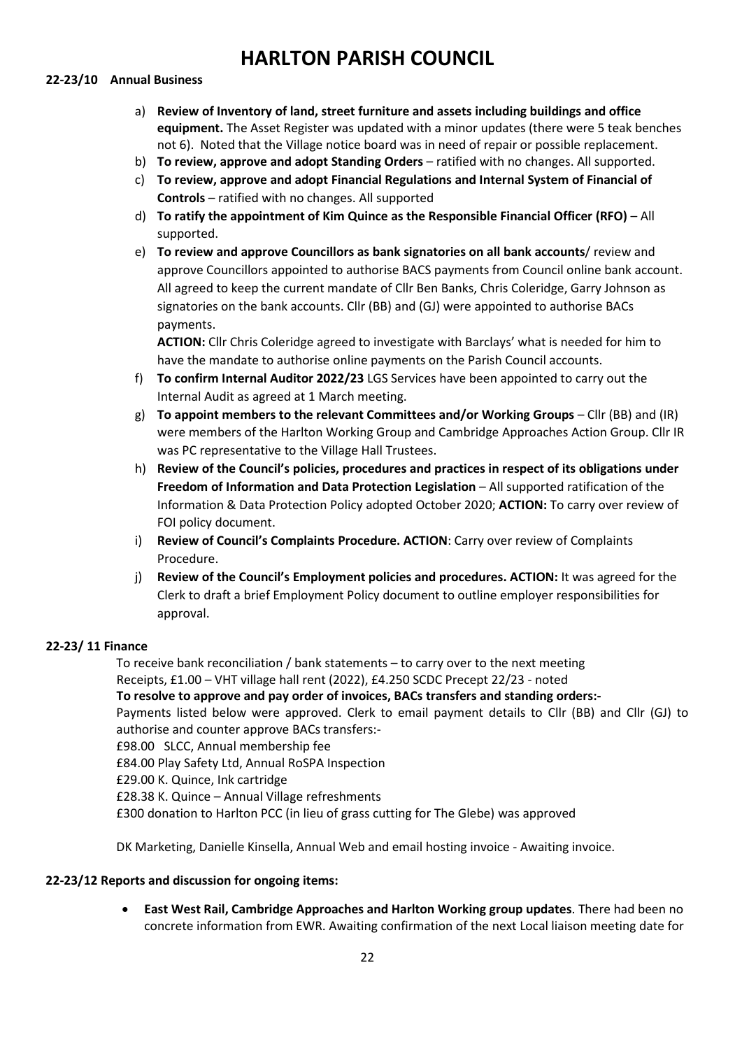# HARLTON PARISH COUNCIL

**22-23/10 Annual Business**

a) **Review of Inventory of land, street furniture and assets including buildings and office equipment.** The Asset Register was updated with a minor updates (there were 5 teak benches not 6). Noted that the Village notice board was in need of repair or possible replacement.

b) **To review, approve and adopt Standing Orders** – ratified with no changes. All supported.

c) **To review, approve and adopt Financial Regulations and Internal System of Financial of Controls** – ratified with no changes. All supported

d) **To ratify the appointment of Kim Quince as the Responsible Financial Officer (RFO)** – All supported.

e) **To review and approve Councillors as bank signatories on all bank accounts**/ review and approve Councillors appointed to authorise BACS payments from Council online bank account. All agreed to keep the current mandate of Cllr Ben Banks, Chris Coleridge, Garry Johnson as signatories on the bank accounts. Cllr (BB) and (GJ) were appointed to authorise BACs payments.

   **ACTION:** Cllr Chris Coleridge agreed to investigate with Barclays' what is needed for him to have the mandate to authorise online payments on the Parish Council accounts.

f) **To confirm Internal Auditor 2022/23** LGS Services have been appointed to carry out the Internal Audit as agreed at 1 March meeting.

g) **To appoint members to the relevant Committees and/or Working Groups** – Cllr (BB) and (IR) were members of the Harlton Working Group and Cambridge Approaches Action Group. Cllr IR was PC representative to the Village Hall Trustees.

h) **Review of the Council's policies, procedures and practices in respect of its obligations under Freedom of Information and Data Protection Legislation** – All supported ratification of the Information & Data Protection Policy adopted October 2020; **ACTION:** To carry over review of FOI policy document.

i) **Review of Council's Complaints Procedure. ACTION**: Carry over review of Complaints Procedure.

j) **Review of the Council's Employment policies and procedures. ACTION:** It was agreed for the Clerk to draft a brief Employment Policy document to outline employer responsibilities for approval.

**22-23/ 11 Finance**

To receive bank reconciliation / bank statements – to carry over to the next meeting

Receipts, £1.00 – VHT village hall rent (2022), £4.250 SCDC Precept 22/23 - noted

**To resolve to approve and pay order of invoices, BACs transfers and standing orders:-**

Payments listed below were approved. Clerk to email payment details to Cllr (BB) and Cllr (GJ) to authorise and counter approve BACs transfers:-

£98.00 SLCC, Annual membership fee

£84.00 Play Safety Ltd, Annual RoSPA Inspection

£29.00 K. Quince, Ink cartridge

£28.38 K. Quince – Annual Village refreshments

£300 donation to Harlton PCC (in lieu of grass cutting for The Glebe) was approved

DK Marketing, Danielle Kinsella, Annual Web and email hosting invoice - Awaiting invoice.

**22-23/12 Reports and discussion for ongoing items:**

- **East West Rail, Cambridge Approaches and Harlton Working group updates**. There had been no concrete information from EWR. Awaiting confirmation of the next Local liaison meeting date for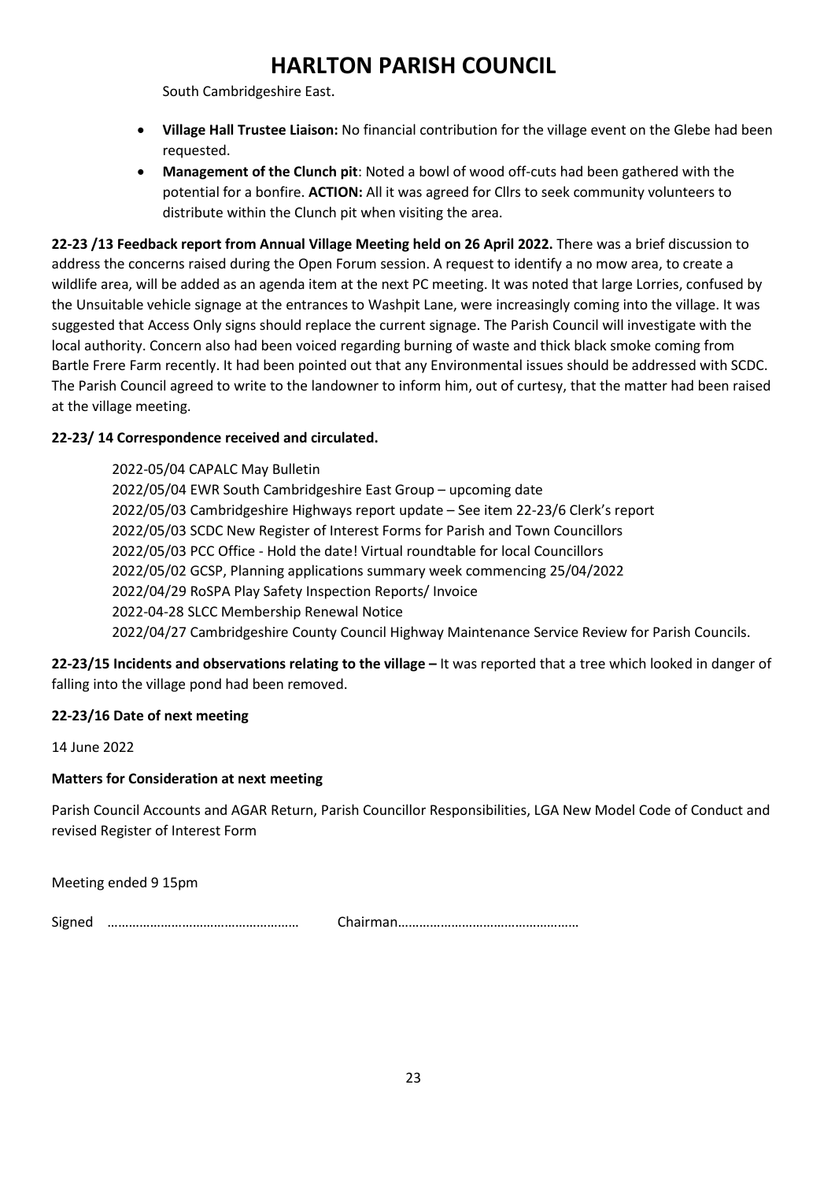# HARLTON PARISH COUNCIL

South Cambridgeshire East.

- **Village Hall Trustee Liaison:** No financial contribution for the village event on the Glebe had been requested.
- **Management of the Clunch pit**: Noted a bowl of wood off-cuts had been gathered with the potential for a bonfire. **ACTION:** All it was agreed for Cllrs to seek community volunteers to distribute within the Clunch pit when visiting the area.

**22-23 /13 Feedback report from Annual Village Meeting held on 26 April 2022.** There was a brief discussion to address the concerns raised during the Open Forum session. A request to identify a no mow area, to create a wildlife area, will be added as an agenda item at the next PC meeting. It was noted that large Lorries, confused by the Unsuitable vehicle signage at the entrances to Washpit Lane, were increasingly coming into the village. It was suggested that Access Only signs should replace the current signage. The Parish Council will investigate with the local authority. Concern also had been voiced regarding burning of waste and thick black smoke coming from Bartle Frere Farm recently. It had been pointed out that any Environmental issues should be addressed with SCDC. The Parish Council agreed to write to the landowner to inform him, out of curtesy, that the matter had been raised at the village meeting.

**22-23/ 14 Correspondence received and circulated.**

2022-05/04 CAPALC May Bulletin
2022/05/04 EWR South Cambridgeshire East Group – upcoming date
2022/05/03 Cambridgeshire Highways report update – See item 22-23/6 Clerk's report
2022/05/03 SCDC New Register of Interest Forms for Parish and Town Councillors
2022/05/03 PCC Office - Hold the date! Virtual roundtable for local Councillors
2022/05/02 GCSP, Planning applications summary week commencing 25/04/2022
2022/04/29 RoSPA Play Safety Inspection Reports/ Invoice
2022-04-28 SLCC Membership Renewal Notice
2022/04/27 Cambridgeshire County Council Highway Maintenance Service Review for Parish Councils.

**22-23/15 Incidents and observations relating to the village –** It was reported that a tree which looked in danger of falling into the village pond had been removed.

**22-23/16 Date of next meeting**

14 June 2022

**Matters for Consideration at next meeting**

Parish Council Accounts and AGAR Return, Parish Councillor Responsibilities, LGA New Model Code of Conduct and revised Register of Interest Form

Meeting ended 9 15pm

Signed ……………………………………………… Chairman……………………………………………